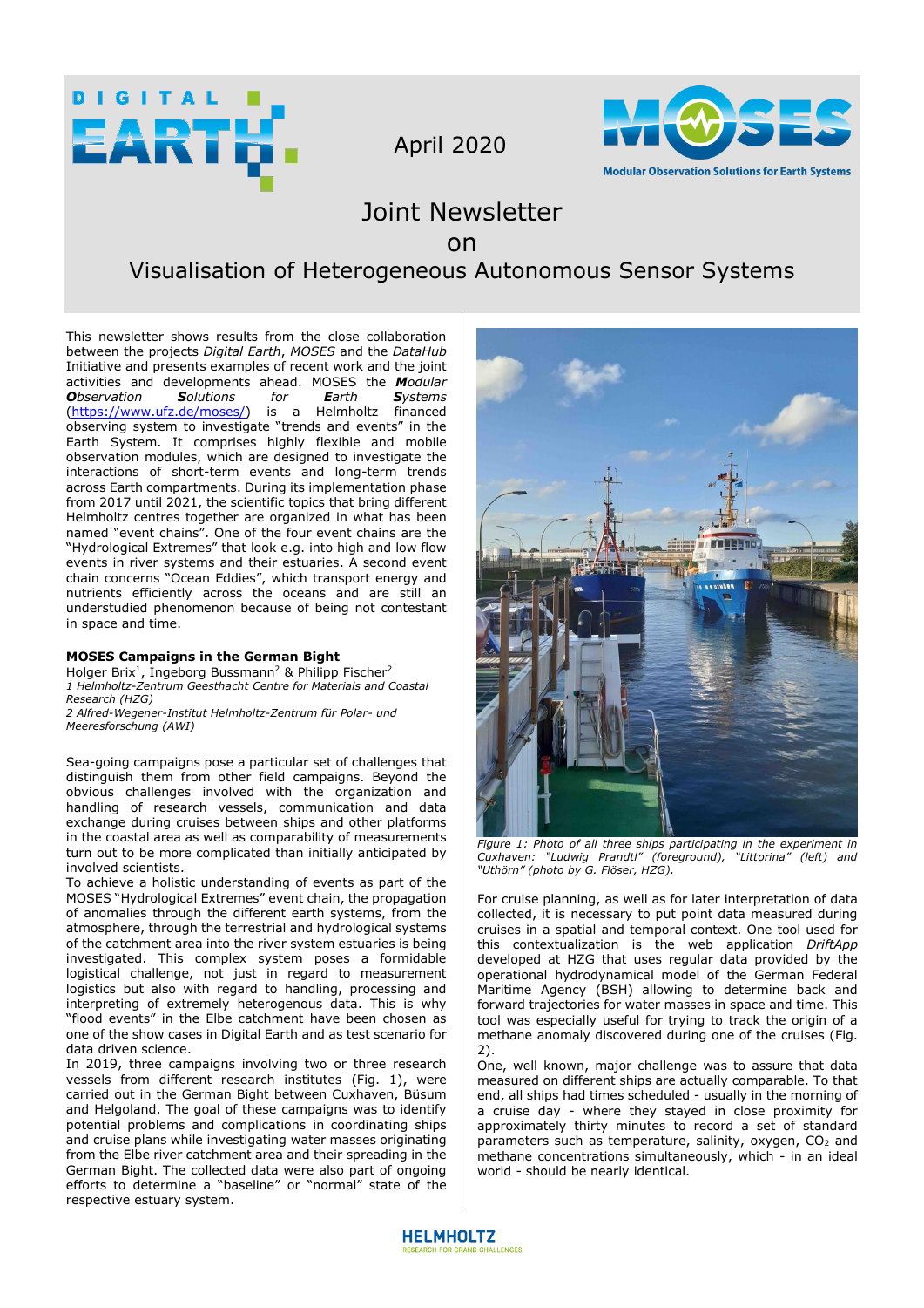April 2020

# Joint Newsletter on Visualisation of Heterogeneous Autonomous Sensor Systems

This newsletter shows results from the close collaboration between the projects *Digital Earth*, *MOSES* and the *DataHub* Initiative and presents examples of recent work and the joint activities and developments ahead. MOSES the ***M****odular* ***O****bservation* ***S****olutions for* ***E****arth* ***S****ystems* (https://www.ufz.de/moses/) is a Helmholtz financed observing system to investigate "trends and events" in the Earth System. It comprises highly flexible and mobile observation modules, which are designed to investigate the interactions of short-term events and long-term trends across Earth compartments. During its implementation phase from 2017 until 2021, the scientific topics that bring different Helmholtz centres together are organized in what has been named "event chains". One of the four event chains are the "Hydrological Extremes" that look e.g. into high and low flow events in river systems and their estuaries. A second event chain concerns "Ocean Eddies", which transport energy and nutrients efficiently across the oceans and are still an understudied phenomenon because of being not contestant in space and time.

### MOSES Campaigns in the German Bight

Holger Brix[1], Ingeborg Bussmann[2] & Philipp Fischer[2]

*1 Helmholtz-Zentrum Geesthacht Centre for Materials and Coastal Research (HZG)*

*2 Alfred-Wegener-Institut Helmholtz-Zentrum für Polar- und Meeresforschung (AWI)*

Sea-going campaigns pose a particular set of challenges that distinguish them from other field campaigns. Beyond the obvious challenges involved with the organization and handling of research vessels, communication and data exchange during cruises between ships and other platforms in the coastal area as well as comparability of measurements turn out to be more complicated than initially anticipated by involved scientists.

To achieve a holistic understanding of events as part of the MOSES "Hydrological Extremes" event chain, the propagation of anomalies through the different earth systems, from the atmosphere, through the terrestrial and hydrological systems of the catchment area into the river system estuaries is being investigated. This complex system poses a formidable logistical challenge, not just in regard to measurement logistics but also with regard to handling, processing and interpreting of extremely heterogeneous data. This is why "flood events" in the Elbe catchment have been chosen as one of the show cases in Digital Earth and as test scenario for data driven science.

In 2019, three campaigns involving two or three research vessels from different research institutes (Fig. 1), were carried out in the German Bight between Cuxhaven, Büsum and Helgoland. The goal of these campaigns was to identify potential problems and complications in coordinating ships and cruise plans while investigating water masses originating from the Elbe river catchment area and their spreading in the German Bight. The collected data were also part of ongoing efforts to determine a "baseline" or "normal" state of the respective estuary system.

*Figure 1: Photo of all three ships participating in the experiment in Cuxhaven: "Ludwig Prandtl" (foreground), "Littorina" (left) and "Uthörn" (photo by G. Flöser, HZG).*

For cruise planning, as well as for later interpretation of data collected, it is necessary to put point data measured during cruises in a spatial and temporal context. One tool used for this contextualization is the web application *DriftApp* developed at HZG that uses regular data provided by the operational hydrodynamical model of the German Federal Maritime Agency (BSH) allowing to determine back and forward trajectories for water masses in space and time. This tool was especially useful for trying to track the origin of a methane anomaly discovered during one of the cruises (Fig. 2).

One, well known, major challenge was to assure that data measured on different ships are actually comparable. To that end, all ships had times scheduled - usually in the morning of a cruise day - where they stayed in close proximity for approximately thirty minutes to record a set of standard parameters such as temperature, salinity, oxygen, $CO_2$ and methane concentrations simultaneously, which - in an ideal world - should be nearly identical.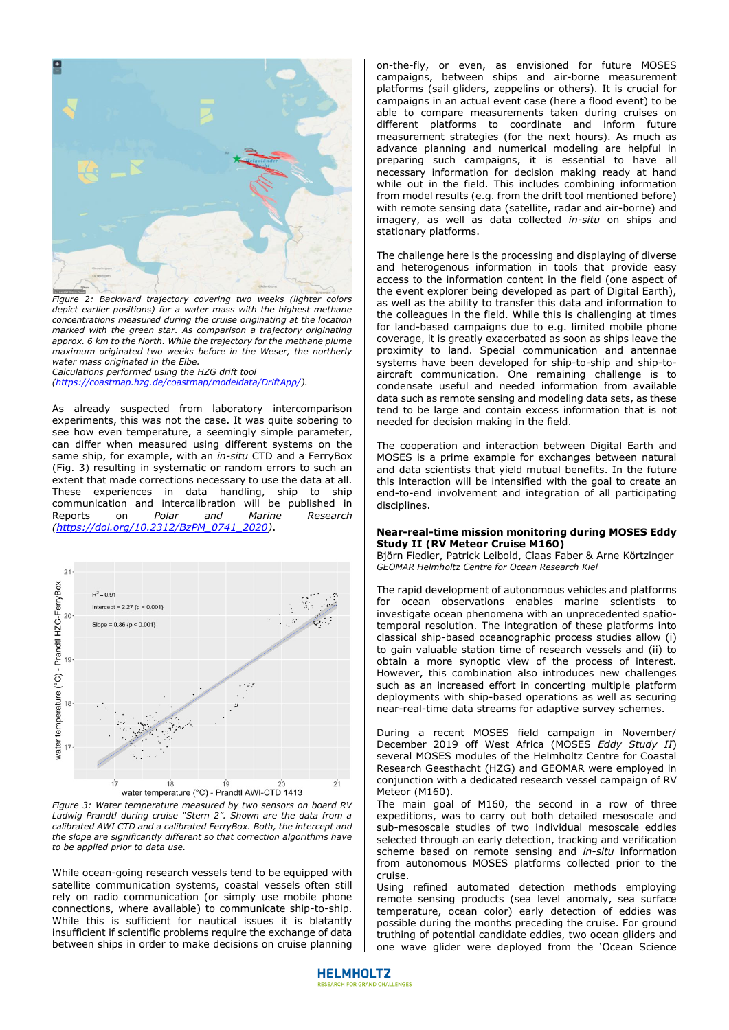Figure 2: Backward trajectory covering two weeks (lighter colors depict earlier positions) for a water mass with the highest methane concentrations measured during the cruise originating at the location marked with the green star. As comparison a trajectory originating approx. 6 km to the North. While the trajectory for the methane plume maximum originated two weeks before in the Weser, the northerly water mass originated in the Elbe.
Calculations performed using the HZG drift tool (https://coastmap.hzg.de/coastmap/modeldata/DriftApp/).

As already suspected from laboratory intercomparison experiments, this was not the case. It was quite sobering to see how even temperature, a seemingly simple parameter, can differ when measured using different systems on the same ship, for example, with an *in-situ* CTD and a FerryBox (Fig. 3) resulting in systematic or random errors to such an extent that made corrections necessary to use the data at all. These experiences in data handling, ship to ship communication and intercalibration will be published in Reports on *Polar and Marine Research* (https://doi.org/10.2312/BzPM_0741_2020).

Figure 3: Water temperature measured by two sensors on board RV Ludwig Prandtl during cruise "Stern 2". Shown are the data from a calibrated AWI CTD and a calibrated FerryBox. Both, the intercept and the slope are significantly different so that correction algorithms have to be applied prior to data use.

While ocean-going research vessels tend to be equipped with satellite communication systems, coastal vessels often still rely on radio communication (or simply use mobile phone connections, where available) to communicate ship-to-ship. While this is sufficient for nautical issues it is blatantly insufficient if scientific problems require the exchange of data between ships in order to make decisions on cruise planning on-the-fly, or even, as envisioned for future MOSES campaigns, between ships and air-borne measurement platforms (sail gliders, zeppelins or others). It is crucial for campaigns in an actual event case (here a flood event) to be able to compare measurements taken during cruises on different platforms to coordinate and inform future measurement strategies (for the next hours). As much as advance planning and numerical modeling are helpful in preparing such campaigns, it is essential to have all necessary information for decision making ready at hand while out in the field. This includes combining information from model results (e.g. from the drift tool mentioned before) with remote sensing data (satellite, radar and air-borne) and imagery, as well as data collected *in-situ* on ships and stationary platforms.

The challenge here is the processing and displaying of diverse and heterogenous information in tools that provide easy access to the information content in the field (one aspect of the event explorer being developed as part of Digital Earth), as well as the ability to transfer this data and information to the colleagues in the field. While this is challenging at times for land-based campaigns due to e.g. limited mobile phone coverage, it is greatly exacerbated as soon as ships leave the proximity to land. Special communication and antennae systems have been developed for ship-to-ship and ship-to-aircraft communication. One remaining challenge is to condensate useful and needed information from available data such as remote sensing and modeling data sets, as these tend to be large and contain excess information that is not needed for decision making in the field.

The cooperation and interaction between Digital Earth and MOSES is a prime example for exchanges between natural and data scientists that yield mutual benefits. In the future this interaction will be intensified with the goal to create an end-to-end involvement and integration of all participating disciplines.

## Near-real-time mission monitoring during MOSES Eddy Study II (RV Meteor Cruise M160)

Björn Fiedler, Patrick Leibold, Claas Faber & Arne Körtzinger
*GEOMAR Helmholtz Centre for Ocean Research Kiel*

The rapid development of autonomous vehicles and platforms for ocean observations enables marine scientists to investigate ocean phenomena with an unprecedented spatio-temporal resolution. The integration of these platforms into classical ship-based oceanographic process studies allow (i) to gain valuable station time of research vessels and (ii) to obtain a more synoptic view of the process of interest. However, this combination also introduces new challenges such as an increased effort in concerting multiple platform deployments with ship-based operations as well as securing near-real-time data streams for adaptive survey schemes.

During a recent MOSES field campaign in November/ December 2019 off West Africa (MOSES *Eddy Study II*) several MOSES modules of the Helmholtz Centre for Coastal Research Geesthacht (HZG) and GEOMAR were employed in conjunction with a dedicated research vessel campaign of RV Meteor (M160).
The main goal of M160, the second in a row of three expeditions, was to carry out both detailed mesoscale and sub-mesoscale studies of two individual mesoscale eddies selected through an early detection, tracking and verification scheme based on remote sensing and *in-situ* information from autonomous MOSES platforms collected prior to the cruise.
Using refined automated detection methods employing remote sensing products (sea level anomaly, sea surface temperature, ocean color) early detection of eddies was possible during the months preceding the cruise. For ground truthing of potential candidate eddies, two ocean gliders and one wave glider were deployed from the 'Ocean Science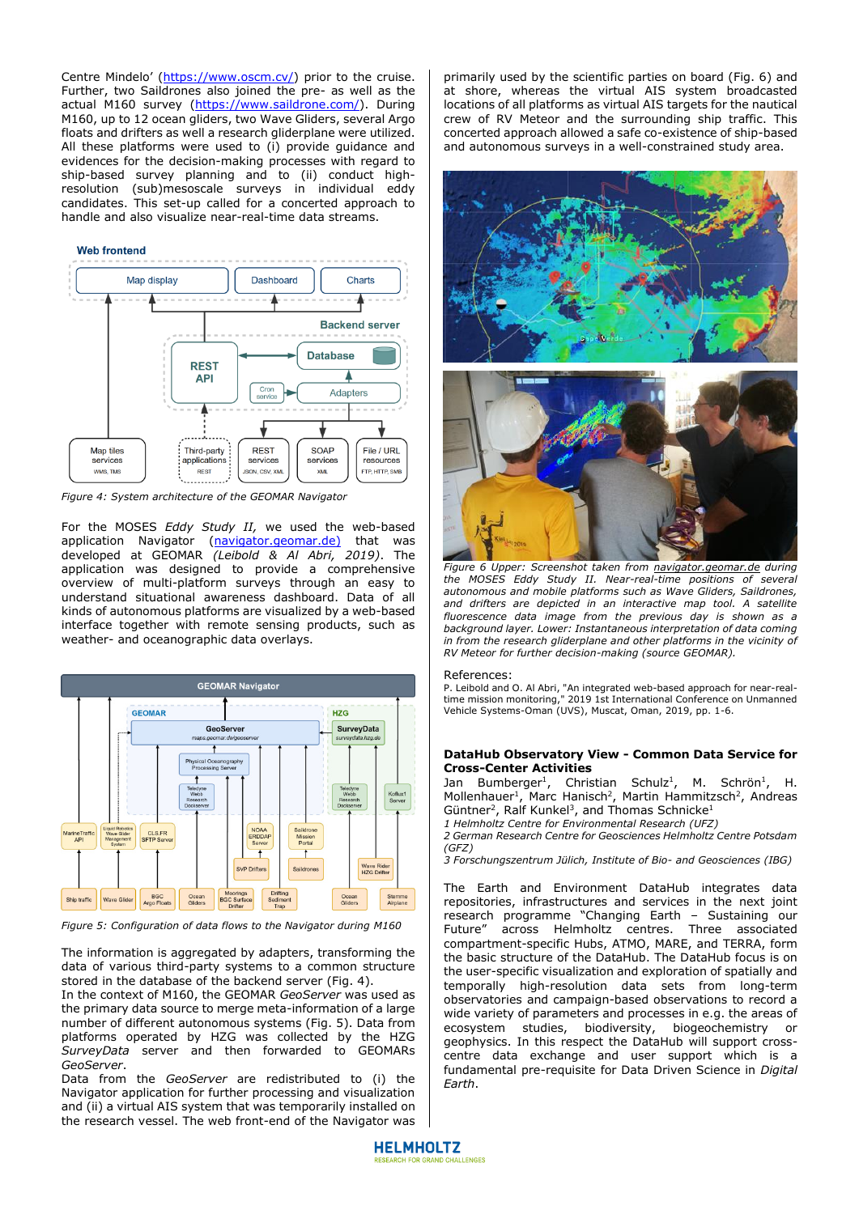Centre Mindelo' (https://www.oscm.cv/) prior to the cruise. Further, two Saildrones also joined the pre- as well as the actual M160 survey (https://www.saildrone.com/). During M160, up to 12 ocean gliders, two Wave Gliders, several Argo floats and drifters as well a research gliderplane were utilized. All these platforms were used to (i) provide guidance and evidences for the decision-making processes with regard to ship-based survey planning and to (ii) conduct high-resolution (sub)mesoscale surveys in individual eddy candidates. This set-up called for a concerted approach to handle and also visualize near-real-time data streams.

*Figure 4: System architecture of the GEOMAR Navigator*

For the MOSES *Eddy Study II,* we used the web-based application Navigator (navigator.geomar.de) that was developed at GEOMAR *(Leibold & Al Abri, 2019)*. The application was designed to provide a comprehensive overview of multi-platform surveys through an easy to understand situational awareness dashboard. Data of all kinds of autonomous platforms are visualized by a web-based interface together with remote sensing products, such as weather- and oceanographic data overlays.

*Figure 5: Configuration of data flows to the Navigator during M160*

The information is aggregated by adapters, transforming the data of various third-party systems to a common structure stored in the database of the backend server (Fig. 4).
In the context of M160, the GEOMAR *GeoServer* was used as the primary data source to merge meta-information of a large number of different autonomous systems (Fig. 5). Data from platforms operated by HZG was collected by the HZG *SurveyData* server and then forwarded to GEOMARs *GeoServer*.
Data from the *GeoServer* are redistributed to (i) the Navigator application for further processing and visualization and (ii) a virtual AIS system that was temporarily installed on the research vessel. The web front-end of the Navigator was primarily used by the scientific parties on board (Fig. 6) and at shore, whereas the virtual AIS system broadcasted locations of all platforms as virtual AIS targets for the nautical crew of RV Meteor and the surrounding ship traffic. This concerted approach allowed a safe co-existence of ship-based and autonomous surveys in a well-constrained study area.

*Figure 6 Upper: Screenshot taken from navigator.geomar.de during the MOSES Eddy Study II. Near-real-time positions of several autonomous and mobile platforms such as Wave Gliders, Saildrones, and drifters are depicted in an interactive map tool. A satellite fluorescence data image from the previous day is shown as a background layer. Lower: Instantaneous interpretation of data coming in from the research gliderplane and other platforms in the vicinity of RV Meteor for further decision-making (source GEOMAR).*

References:
P. Leibold and O. Al Abri, "An integrated web-based approach for near-real-time mission monitoring," 2019 1st International Conference on Unmanned Vehicle Systems-Oman (UVS), Muscat, Oman, 2019, pp. 1-6.

## DataHub Observatory View - Common Data Service for Cross-Center Activities

Jan Bumberger[1], Christian Schulz[1], M. Schrön[1], H. Mollenhauer[1], Marc Hanisch[2], Martin Hammitzsch[2], Andreas Güntner[2], Ralf Kunkel[3], and Thomas Schnicke[1]

*1 Helmholtz Centre for Environmental Research (UFZ)*
*2 German Research Centre for Geosciences Helmholtz Centre Potsdam (GFZ)*
*3 Forschungszentrum Jülich, Institute of Bio- and Geosciences (IBG)*

The Earth and Environment DataHub integrates data repositories, infrastructures and services in the next joint research programme "Changing Earth – Sustaining our Future" across Helmholtz centres. Three associated compartment-specific Hubs, ATMO, MARE, and TERRA, form the basic structure of the DataHub. The DataHub focus is on the user-specific visualization and exploration of spatially and temporally high-resolution data sets from long-term observatories and campaign-based observations to record a wide variety of parameters and processes in e.g. the areas of ecosystem studies, biodiversity, biogeochemistry or geophysics. In this respect the DataHub will support cross-centre data exchange and user support which is a fundamental pre-requisite for Data Driven Science in *Digital Earth*.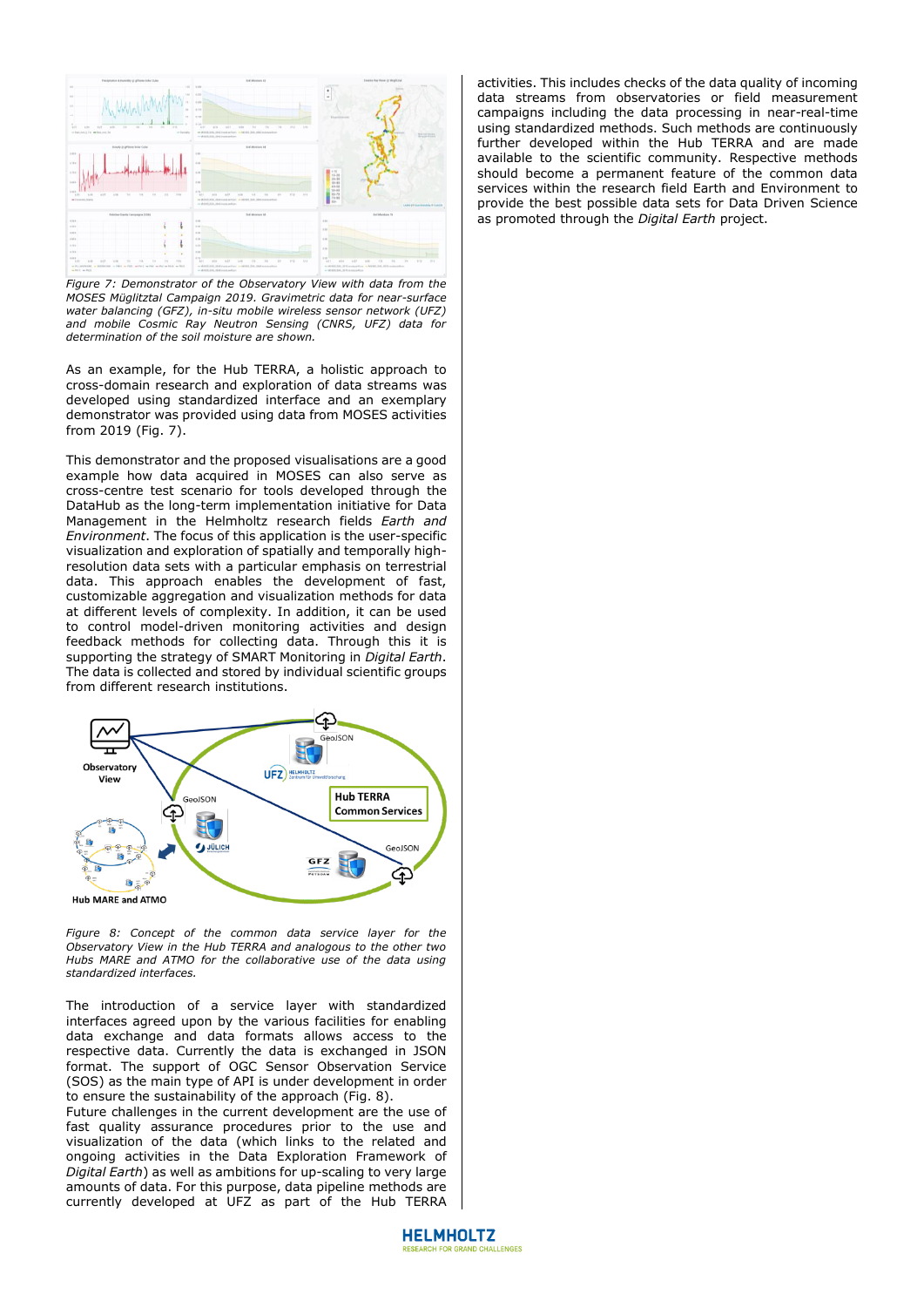*Figure 7: Demonstrator of the Observatory View with data from the MOSES Müglitztal Campaign 2019. Gravimetric data for near-surface water balancing (GFZ), in-situ mobile wireless sensor network (UFZ) and mobile Cosmic Ray Neutron Sensing (CNRS, UFZ) data for determination of the soil moisture are shown.*

As an example, for the Hub TERRA, a holistic approach to cross-domain research and exploration of data streams was developed using standardized interface and an exemplary demonstrator was provided using data from MOSES activities from 2019 (Fig. 7).

This demonstrator and the proposed visualisations are a good example how data acquired in MOSES can also serve as cross-centre test scenario for tools developed through the DataHub as the long-term implementation initiative for Data Management in the Helmholtz research fields *Earth and Environment*. The focus of this application is the user-specific visualization and exploration of spatially and temporally high-resolution data sets with a particular emphasis on terrestrial data. This approach enables the development of fast, customizable aggregation and visualization methods for data at different levels of complexity. In addition, it can be used to control model-driven monitoring activities and design feedback methods for collecting data. Through this it is supporting the strategy of SMART Monitoring in *Digital Earth*. The data is collected and stored by individual scientific groups from different research institutions.

Observatory View

GeoJSON

UFZ HELMHOLTZ Zentrum für Umweltforschung

GeoJSON

Hub TERRA Common Services

JÜLICH

GeoJSON

GFZ

Hub MARE and ATMO

*Figure 8: Concept of the common data service layer for the Observatory View in the Hub TERRA and analogous to the other two Hubs MARE and ATMO for the collaborative use of the data using standardized interfaces.*

The introduction of a service layer with standardized interfaces agreed upon by the various facilities for enabling data exchange and data formats allows access to the respective data. Currently the data is exchanged in JSON format. The support of OGC Sensor Observation Service (SOS) as the main type of API is under development in order to ensure the sustainability of the approach (Fig. 8).
Future challenges in the current development are the use of fast quality assurance procedures prior to the use and visualization of the data (which links to the related and ongoing activities in the Data Exploration Framework of *Digital Earth*) as well as ambitions for up-scaling to very large amounts of data. For this purpose, data pipeline methods are currently developed at UFZ as part of the Hub TERRA activities. This includes checks of the data quality of incoming data streams from observatories or field measurement campaigns including the data processing in near-real-time using standardized methods. Such methods are continuously further developed within the Hub TERRA and are made available to the scientific community. Respective methods should become a permanent feature of the common data services within the research field Earth and Environment to provide the best possible data sets for Data Driven Science as promoted through the *Digital Earth* project.